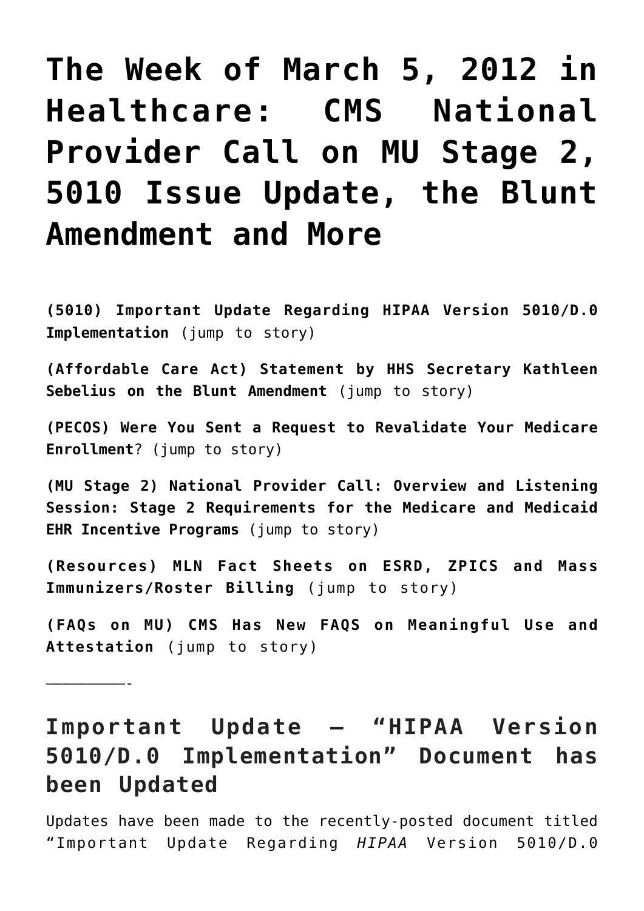# The Week of March 5, 2012 in Healthcare: CMS National Provider Call on MU Stage 2, 5010 Issue Update, the Blunt Amendment and More

**(5010) Important Update Regarding HIPAA Version 5010/D.0 Implementation** (jump to story)

**(Affordable Care Act) Statement by HHS Secretary Kathleen Sebelius on the Blunt Amendment** (jump to story)

**(PECOS) Were You Sent a Request to Revalidate Your Medicare Enrollment**? (jump to story)

**(MU Stage 2) National Provider Call: Overview and Listening Session: Stage 2 Requirements for the Medicare and Medicaid EHR Incentive Programs** (jump to story)

**(Resources) MLN Fact Sheets on ESRD, ZPICS and Mass Immunizers/Roster Billing** (jump to story)

**(FAQs on MU) CMS Has New FAQS on Meaningful Use and Attestation** (jump to story)

————————-

## Important Update – "HIPAA Version 5010/D.0 Implementation" Document has been Updated

Updates have been made to the recently-posted document titled "Important Update Regarding *HIPAA* Version 5010/D.0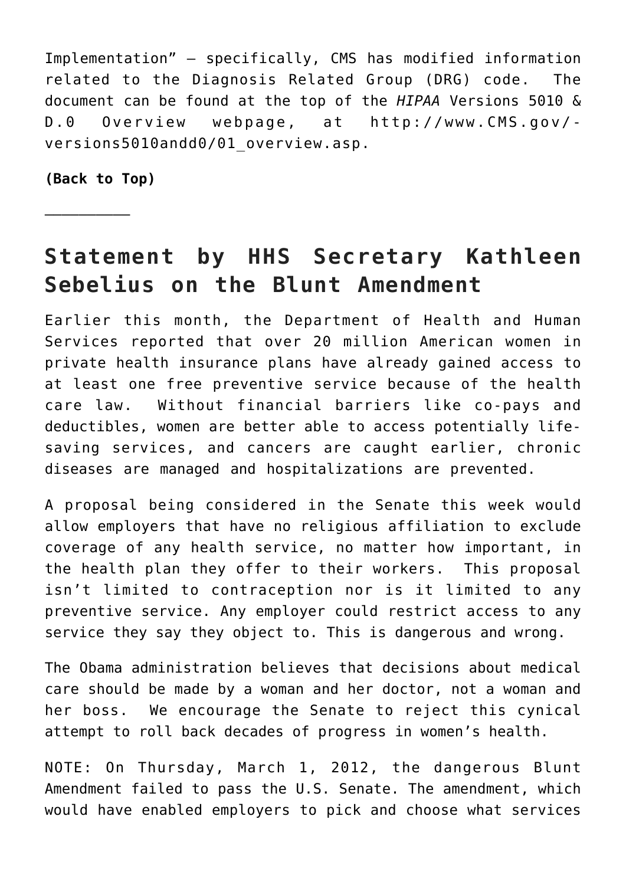Implementation" – specifically, CMS has modified information related to the Diagnosis Related Group (DRG) code. The document can be found at the top of the *HIPAA* Versions 5010 & D.0 Overview webpage, at http://www.CMS.gov/-versions5010andd0/01_overview.asp.

**(Back to Top)**

__________

## Statement by HHS Secretary Kathleen Sebelius on the Blunt Amendment

Earlier this month, the Department of Health and Human Services reported that over 20 million American women in private health insurance plans have already gained access to at least one free preventive service because of the health care law. Without financial barriers like co-pays and deductibles, women are better able to access potentially life-saving services, and cancers are caught earlier, chronic diseases are managed and hospitalizations are prevented.

A proposal being considered in the Senate this week would allow employers that have no religious affiliation to exclude coverage of any health service, no matter how important, in the health plan they offer to their workers. This proposal isn't limited to contraception nor is it limited to any preventive service. Any employer could restrict access to any service they say they object to. This is dangerous and wrong.

The Obama administration believes that decisions about medical care should be made by a woman and her doctor, not a woman and her boss. We encourage the Senate to reject this cynical attempt to roll back decades of progress in women's health.

NOTE: On Thursday, March 1, 2012, the dangerous Blunt Amendment failed to pass the U.S. Senate. The amendment, which would have enabled employers to pick and choose what services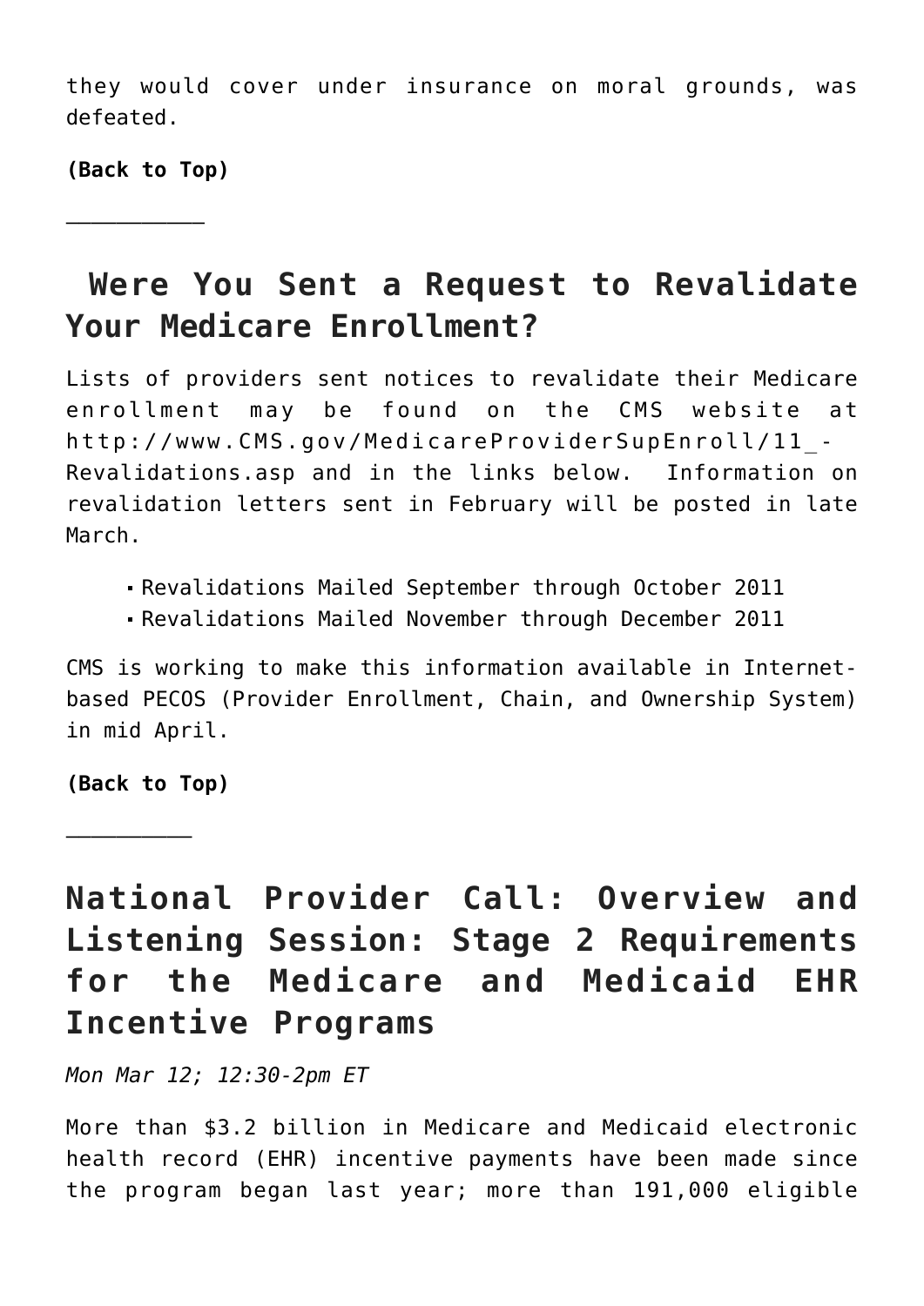they would cover under insurance on moral grounds, was defeated.

**(Back to Top)**

---

## Were You Sent a Request to Revalidate Your Medicare Enrollment?

Lists of providers sent notices to revalidate their Medicare enrollment may be found on the CMS website at http://www.CMS.gov/MedicareProviderSupEnroll/11_-Revalidations.asp and in the links below. Information on revalidation letters sent in February will be posted in late March.

- Revalidations Mailed September through October 2011
- Revalidations Mailed November through December 2011

CMS is working to make this information available in Internet-based PECOS (Provider Enrollment, Chain, and Ownership System) in mid April.

**(Back to Top)**

---

## National Provider Call: Overview and Listening Session: Stage 2 Requirements for the Medicare and Medicaid EHR Incentive Programs

*Mon Mar 12; 12:30-2pm ET*

More than $3.2 billion in Medicare and Medicaid electronic health record (EHR) incentive payments have been made since the program began last year; more than 191,000 eligible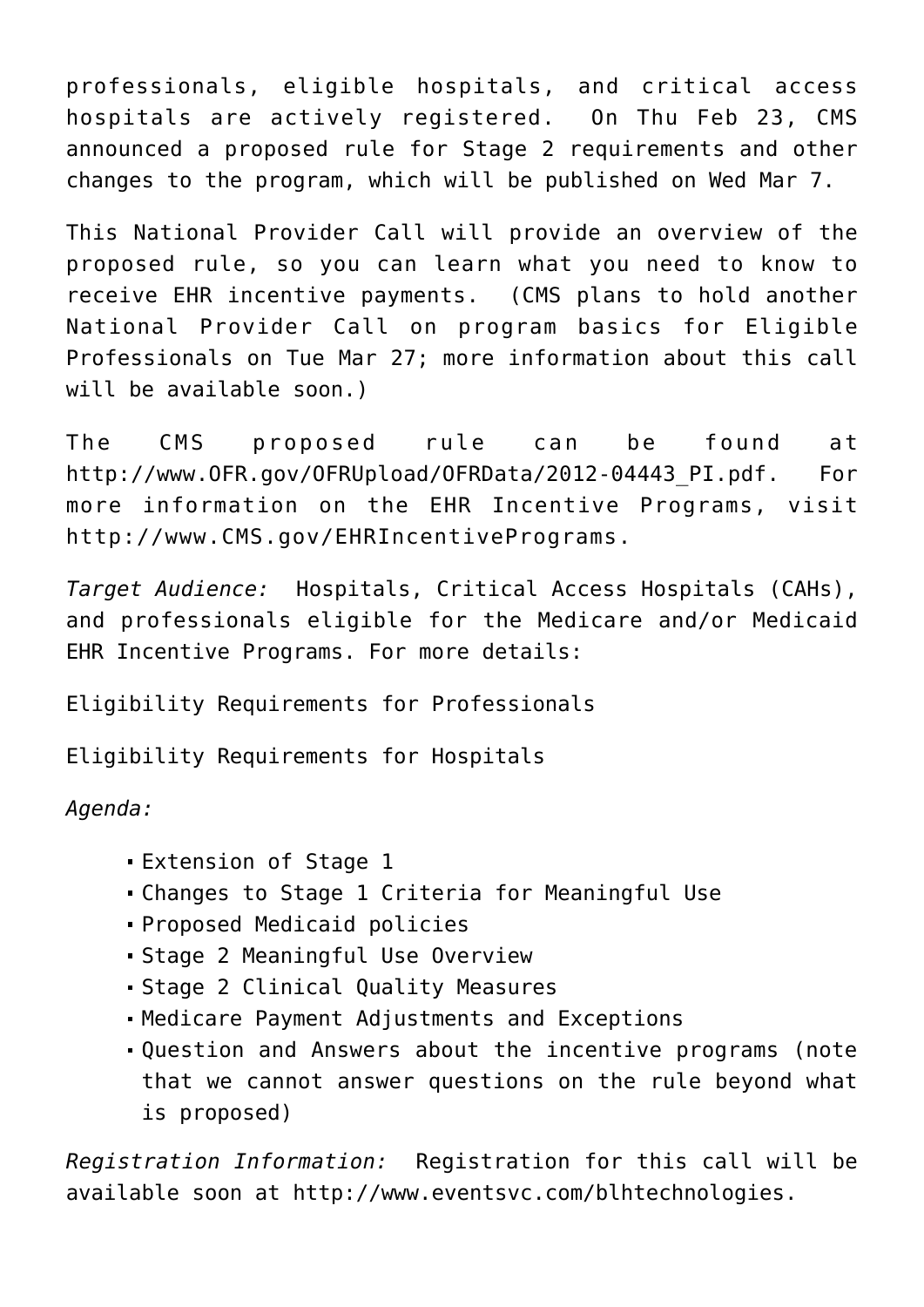professionals, eligible hospitals, and critical access hospitals are actively registered.  On Thu Feb 23, CMS announced a proposed rule for Stage 2 requirements and other changes to the program, which will be published on Wed Mar 7.

This National Provider Call will provide an overview of the proposed rule, so you can learn what you need to know to receive EHR incentive payments.  (CMS plans to hold another National Provider Call on program basics for Eligible Professionals on Tue Mar 27; more information about this call will be available soon.)

The CMS proposed rule can be found at http://www.OFR.gov/OFRUpload/OFRData/2012-04443_PI.pdf.  For more information on the EHR Incentive Programs, visit http://www.CMS.gov/EHRIncentivePrograms.

*Target Audience:*  Hospitals, Critical Access Hospitals (CAHs), and professionals eligible for the Medicare and/or Medicaid EHR Incentive Programs. For more details:

Eligibility Requirements for Professionals

Eligibility Requirements for Hospitals

*Agenda:*

- Extension of Stage 1
- Changes to Stage 1 Criteria for Meaningful Use
- Proposed Medicaid policies
- Stage 2 Meaningful Use Overview
- Stage 2 Clinical Quality Measures
- Medicare Payment Adjustments and Exceptions
- Question and Answers about the incentive programs (note that we cannot answer questions on the rule beyond what is proposed)

*Registration Information:*  Registration for this call will be available soon at http://www.eventsvc.com/blhtechnologies.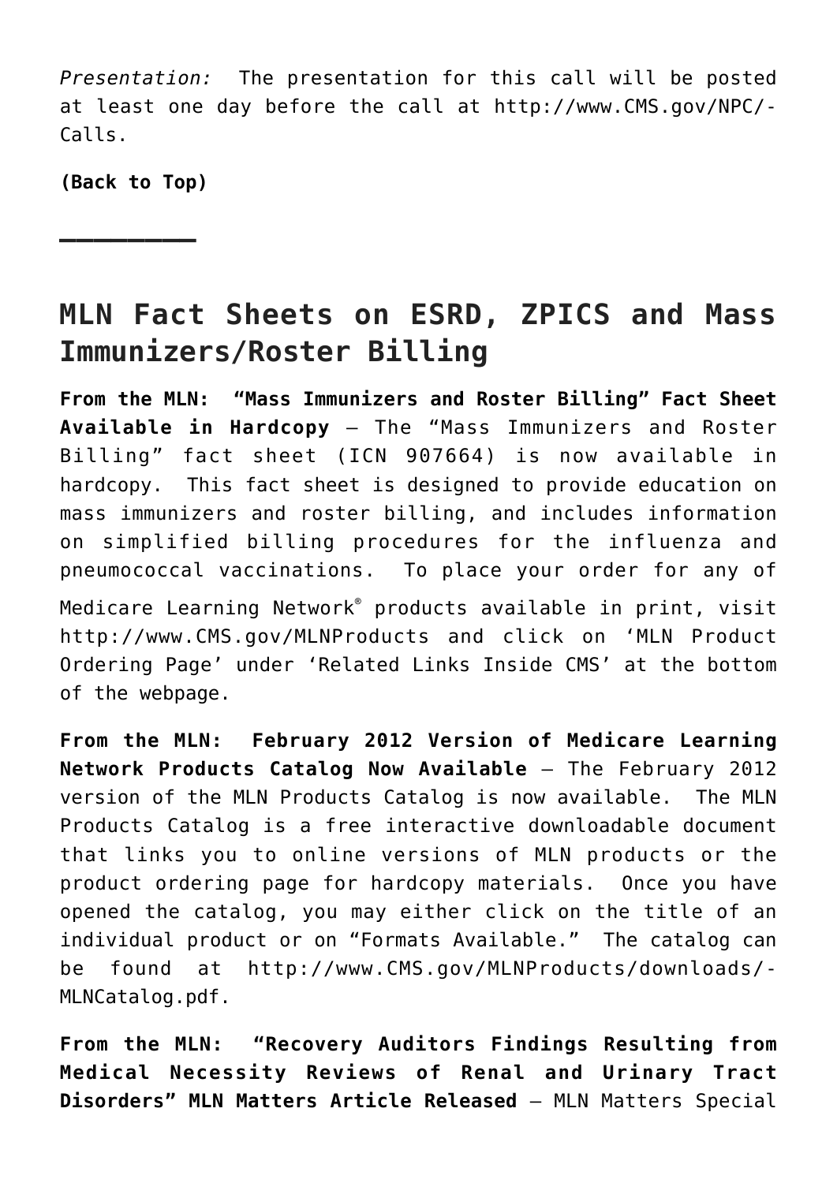*Presentation:* The presentation for this call will be posted at least one day before the call at http://www.CMS.gov/NPC/Calls.

**(Back to Top)**

---

## MLN Fact Sheets on ESRD, ZPICS and Mass Immunizers/Roster Billing

**From the MLN: "Mass Immunizers and Roster Billing" Fact Sheet Available in Hardcopy** – The "Mass Immunizers and Roster Billing" fact sheet (ICN 907664) is now available in hardcopy. This fact sheet is designed to provide education on mass immunizers and roster billing, and includes information on simplified billing procedures for the influenza and pneumococcal vaccinations. To place your order for any of Medicare Learning Network® products available in print, visit http://www.CMS.gov/MLNProducts and click on 'MLN Product Ordering Page' under 'Related Links Inside CMS' at the bottom of the webpage.

**From the MLN: February 2012 Version of Medicare Learning Network Products Catalog Now Available** – The February 2012 version of the MLN Products Catalog is now available. The MLN Products Catalog is a free interactive downloadable document that links you to online versions of MLN products or the product ordering page for hardcopy materials. Once you have opened the catalog, you may either click on the title of an individual product or on "Formats Available." The catalog can be found at http://www.CMS.gov/MLNProducts/downloads/MLNCatalog.pdf.

**From the MLN: "Recovery Auditors Findings Resulting from Medical Necessity Reviews of Renal and Urinary Tract Disorders" MLN Matters Article Released** – MLN Matters Special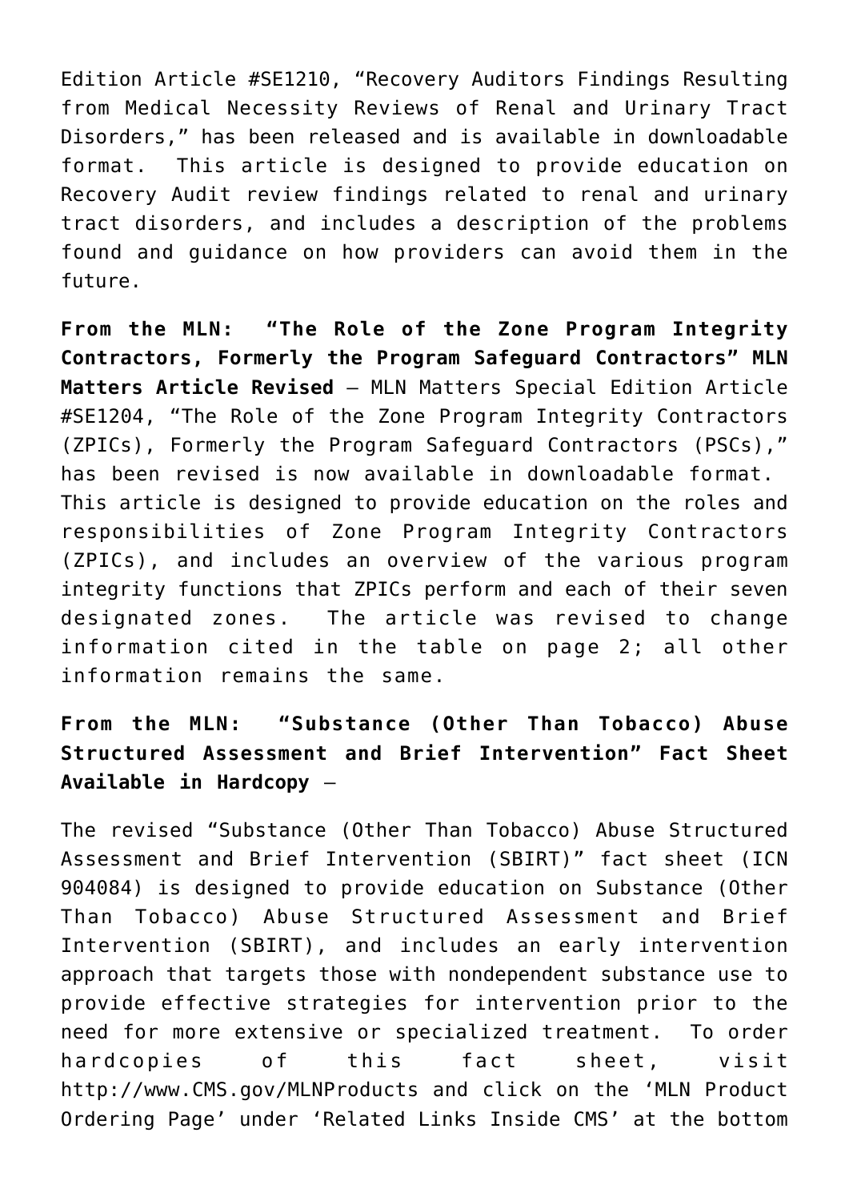Edition Article #SE1210, “Recovery Auditors Findings Resulting from Medical Necessity Reviews of Renal and Urinary Tract Disorders,” has been released and is available in downloadable format. This article is designed to provide education on Recovery Audit review findings related to renal and urinary tract disorders, and includes a description of the problems found and guidance on how providers can avoid them in the future.

**From the MLN: “The Role of the Zone Program Integrity Contractors, Formerly the Program Safeguard Contractors” MLN Matters Article Revised** – MLN Matters Special Edition Article #SE1204, “The Role of the Zone Program Integrity Contractors (ZPICs), Formerly the Program Safeguard Contractors (PSCs),” has been revised is now available in downloadable format. This article is designed to provide education on the roles and responsibilities of Zone Program Integrity Contractors (ZPICs), and includes an overview of the various program integrity functions that ZPICs perform and each of their seven designated zones. The article was revised to change information cited in the table on page 2; all other information remains the same.

**From the MLN: “Substance (Other Than Tobacco) Abuse Structured Assessment and Brief Intervention” Fact Sheet Available in Hardcopy** –

The revised “Substance (Other Than Tobacco) Abuse Structured Assessment and Brief Intervention (SBIRT)” fact sheet (ICN 904084) is designed to provide education on Substance (Other Than Tobacco) Abuse Structured Assessment and Brief Intervention (SBIRT), and includes an early intervention approach that targets those with nondependent substance use to provide effective strategies for intervention prior to the need for more extensive or specialized treatment. To order hardcopies of this fact sheet, visit http://www.CMS.gov/MLNProducts and click on the ‘MLN Product Ordering Page’ under ‘Related Links Inside CMS’ at the bottom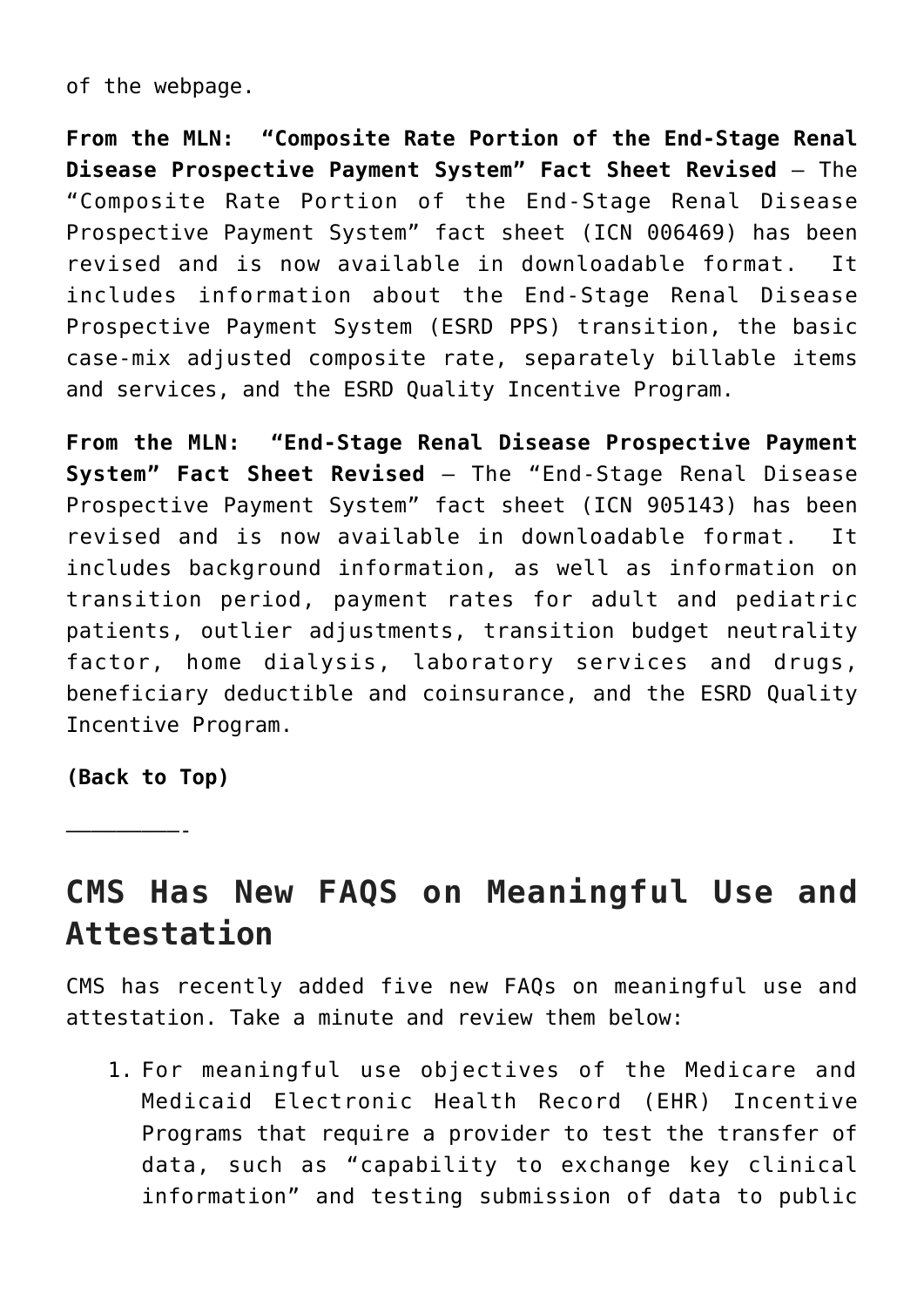of the webpage.

**From the MLN: "Composite Rate Portion of the End-Stage Renal Disease Prospective Payment System" Fact Sheet Revised** – The "Composite Rate Portion of the End-Stage Renal Disease Prospective Payment System" fact sheet (ICN 006469) has been revised and is now available in downloadable format. It includes information about the End-Stage Renal Disease Prospective Payment System (ESRD PPS) transition, the basic case-mix adjusted composite rate, separately billable items and services, and the ESRD Quality Incentive Program.

**From the MLN: "End-Stage Renal Disease Prospective Payment System" Fact Sheet Revised** – The "End-Stage Renal Disease Prospective Payment System" fact sheet (ICN 905143) has been revised and is now available in downloadable format. It includes background information, as well as information on transition period, payment rates for adult and pediatric patients, outlier adjustments, transition budget neutrality factor, home dialysis, laboratory services and drugs, beneficiary deductible and coinsurance, and the ESRD Quality Incentive Program.

**(Back to Top)**

_________-

## CMS Has New FAQS on Meaningful Use and Attestation

CMS has recently added five new FAQs on meaningful use and attestation. Take a minute and review them below:

1. For meaningful use objectives of the Medicare and Medicaid Electronic Health Record (EHR) Incentive Programs that require a provider to test the transfer of data, such as "capability to exchange key clinical information" and testing submission of data to public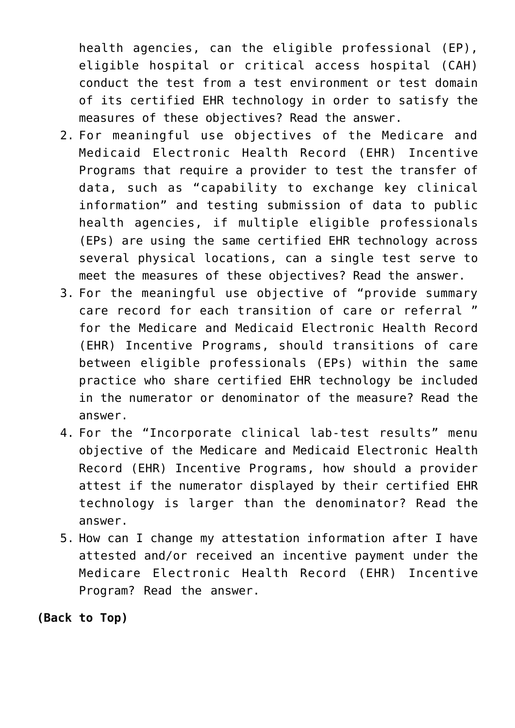health agencies, can the eligible professional (EP), eligible hospital or critical access hospital (CAH) conduct the test from a test environment or test domain of its certified EHR technology in order to satisfy the measures of these objectives? Read the answer.

2. For meaningful use objectives of the Medicare and Medicaid Electronic Health Record (EHR) Incentive Programs that require a provider to test the transfer of data, such as “capability to exchange key clinical information” and testing submission of data to public health agencies, if multiple eligible professionals (EPs) are using the same certified EHR technology across several physical locations, can a single test serve to meet the measures of these objectives? Read the answer.
3. For the meaningful use objective of “provide summary care record for each transition of care or referral ” for the Medicare and Medicaid Electronic Health Record (EHR) Incentive Programs, should transitions of care between eligible professionals (EPs) within the same practice who share certified EHR technology be included in the numerator or denominator of the measure? Read the answer.
4. For the “Incorporate clinical lab-test results” menu objective of the Medicare and Medicaid Electronic Health Record (EHR) Incentive Programs, how should a provider attest if the numerator displayed by their certified EHR technology is larger than the denominator? Read the answer.
5. How can I change my attestation information after I have attested and/or received an incentive payment under the Medicare Electronic Health Record (EHR) Incentive Program? Read the answer.

**(Back to Top)**